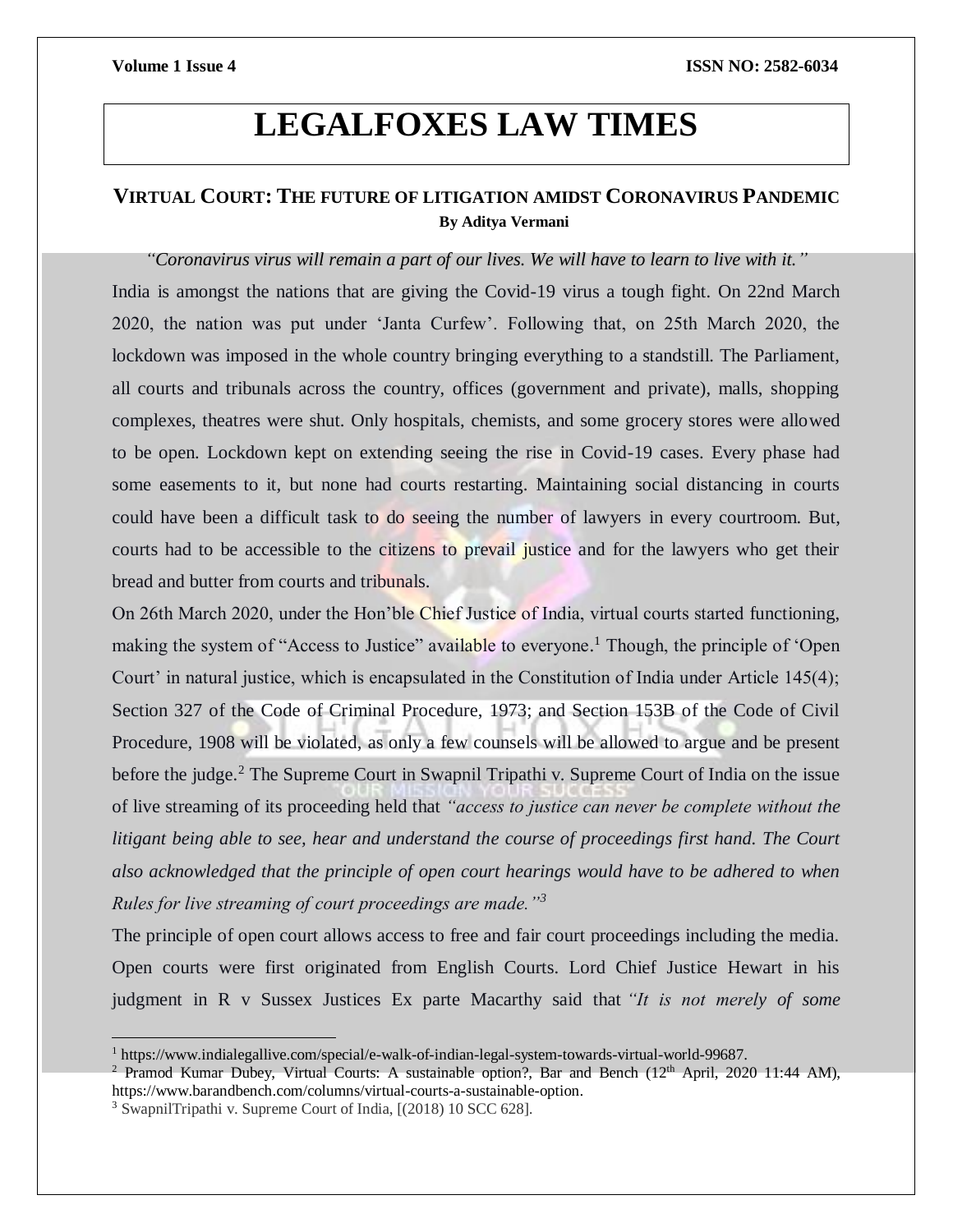# LEGALFOXES LAW TIMES

## VIRTUAL COURT: THE FUTURE OF LITIGATION AMIDST CORONAVIRUS PANDEMIC

**By Aditya Vermani**

*"Coronavirus virus will remain a part of our lives. We will have to learn to live with it."*

India is amongst the nations that are giving the Covid-19 virus a tough fight. On 22nd March 2020, the nation was put under 'Janta Curfew'. Following that, on 25th March 2020, the lockdown was imposed in the whole country bringing everything to a standstill. The Parliament, all courts and tribunals across the country, offices (government and private), malls, shopping complexes, theatres were shut. Only hospitals, chemists, and some grocery stores were allowed to be open. Lockdown kept on extending seeing the rise in Covid-19 cases. Every phase had some easements to it, but none had courts restarting. Maintaining social distancing in courts could have been a difficult task to do seeing the number of lawyers in every courtroom. But, courts had to be accessible to the citizens to prevail justice and for the lawyers who get their bread and butter from courts and tribunals.

On 26th March 2020, under the Hon'ble Chief Justice of India, virtual courts started functioning, making the system of "Access to Justice" available to everyone.[1] Though, the principle of 'Open Court' in natural justice, which is encapsulated in the Constitution of India under Article 145(4); Section 327 of the Code of Criminal Procedure, 1973; and Section 153B of the Code of Civil Procedure, 1908 will be violated, as only a few counsels will be allowed to argue and be present before the judge.[2] The Supreme Court in Swapnil Tripathi v. Supreme Court of India on the issue of live streaming of its proceeding held that *"access to justice can never be complete without the litigant being able to see, hear and understand the course of proceedings first hand. The Court also acknowledged that the principle of open court hearings would have to be adhered to when Rules for live streaming of court proceedings are made."*[3]

The principle of open court allows access to free and fair court proceedings including the media. Open courts were first originated from English Courts. Lord Chief Justice Hewart in his judgment in R v Sussex Justices Ex parte Macarthy said that *"It is not merely of some*

---

[1] https://www.indialegallive.com/special/e-walk-of-indian-legal-system-towards-virtual-world-99687.

[2] Pramod Kumar Dubey, Virtual Courts: A sustainable option?, Bar and Bench (12th April, 2020 11:44 AM), https://www.barandbench.com/columns/virtual-courts-a-sustainable-option.

[3] SwapnilTripathi v. Supreme Court of India, [(2018) 10 SCC 628].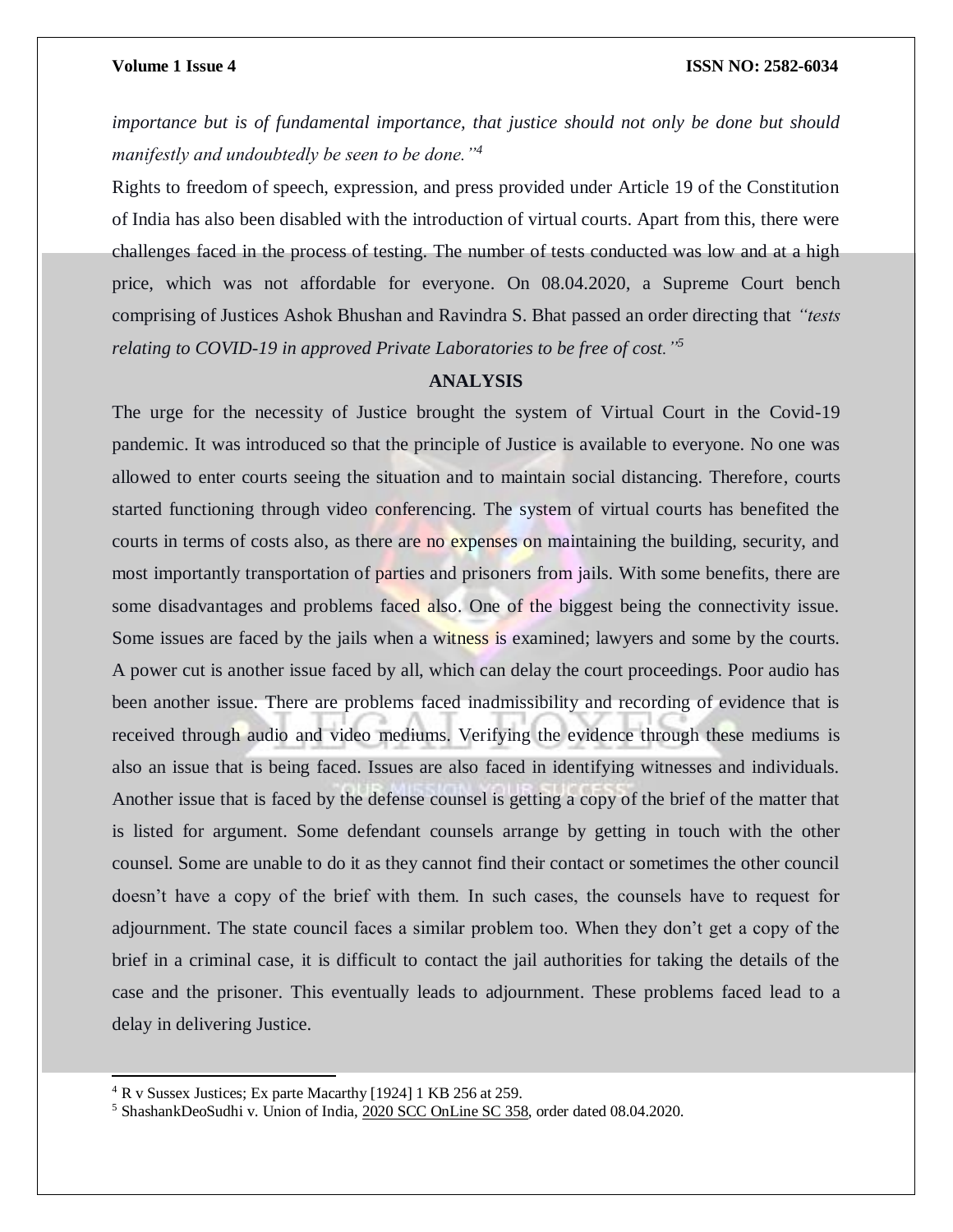*importance but is of fundamental importance, that justice should not only be done but should manifestly and undoubtedly be seen to be done."*[4]

Rights to freedom of speech, expression, and press provided under Article 19 of the Constitution of India has also been disabled with the introduction of virtual courts. Apart from this, there were challenges faced in the process of testing. The number of tests conducted was low and at a high price, which was not affordable for everyone. On 08.04.2020, a Supreme Court bench comprising of Justices Ashok Bhushan and Ravindra S. Bhat passed an order directing that *"tests relating to COVID-19 in approved Private Laboratories to be free of cost."*[5]

## ANALYSIS

The urge for the necessity of Justice brought the system of Virtual Court in the Covid-19 pandemic. It was introduced so that the principle of Justice is available to everyone. No one was allowed to enter courts seeing the situation and to maintain social distancing. Therefore, courts started functioning through video conferencing. The system of virtual courts has benefited the courts in terms of costs also, as there are no expenses on maintaining the building, security, and most importantly transportation of parties and prisoners from jails. With some benefits, there are some disadvantages and problems faced also. One of the biggest being the connectivity issue. Some issues are faced by the jails when a witness is examined; lawyers and some by the courts. A power cut is another issue faced by all, which can delay the court proceedings. Poor audio has been another issue. There are problems faced inadmissibility and recording of evidence that is received through audio and video mediums. Verifying the evidence through these mediums is also an issue that is being faced. Issues are also faced in identifying witnesses and individuals. Another issue that is faced by the defense counsel is getting a copy of the brief of the matter that is listed for argument. Some defendant counsels arrange by getting in touch with the other counsel. Some are unable to do it as they cannot find their contact or sometimes the other council doesn't have a copy of the brief with them. In such cases, the counsels have to request for adjournment. The state council faces a similar problem too. When they don't get a copy of the brief in a criminal case, it is difficult to contact the jail authorities for taking the details of the case and the prisoner. This eventually leads to adjournment. These problems faced lead to a delay in delivering Justice.

---

[4] R v Sussex Justices; Ex parte Macarthy [1924] 1 KB 256 at 259.

[5] ShashankDeoSudhi v. Union of India, 2020 SCC OnLine SC 358, order dated 08.04.2020.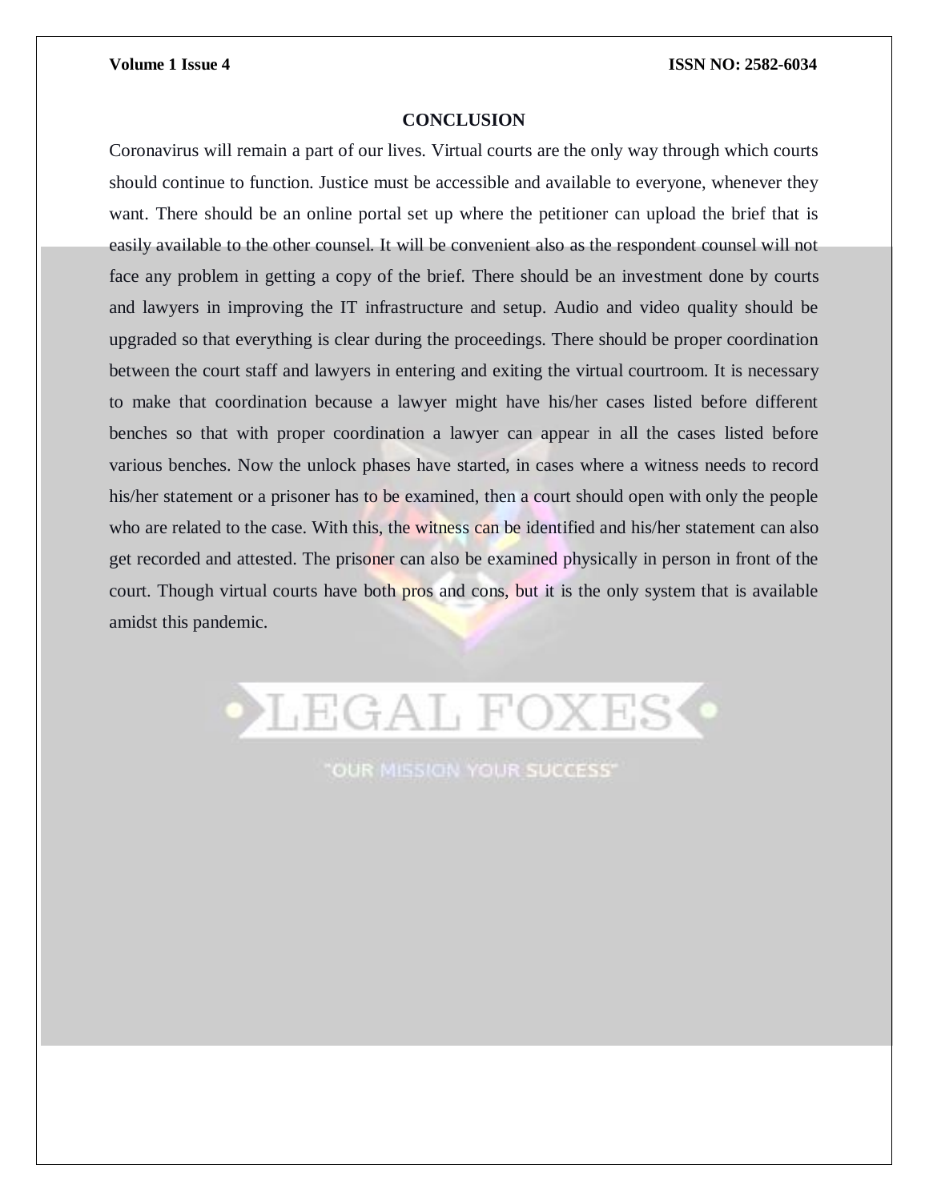## CONCLUSION

Coronavirus will remain a part of our lives. Virtual courts are the only way through which courts should continue to function. Justice must be accessible and available to everyone, whenever they want. There should be an online portal set up where the petitioner can upload the brief that is easily available to the other counsel. It will be convenient also as the respondent counsel will not face any problem in getting a copy of the brief. There should be an investment done by courts and lawyers in improving the IT infrastructure and setup. Audio and video quality should be upgraded so that everything is clear during the proceedings. There should be proper coordination between the court staff and lawyers in entering and exiting the virtual courtroom. It is necessary to make that coordination because a lawyer might have his/her cases listed before different benches so that with proper coordination a lawyer can appear in all the cases listed before various benches. Now the unlock phases have started, in cases where a witness needs to record his/her statement or a prisoner has to be examined, then a court should open with only the people who are related to the case. With this, the witness can be identified and his/her statement can also get recorded and attested. The prisoner can also be examined physically in person in front of the court. Though virtual courts have both pros and cons, but it is the only system that is available amidst this pandemic.